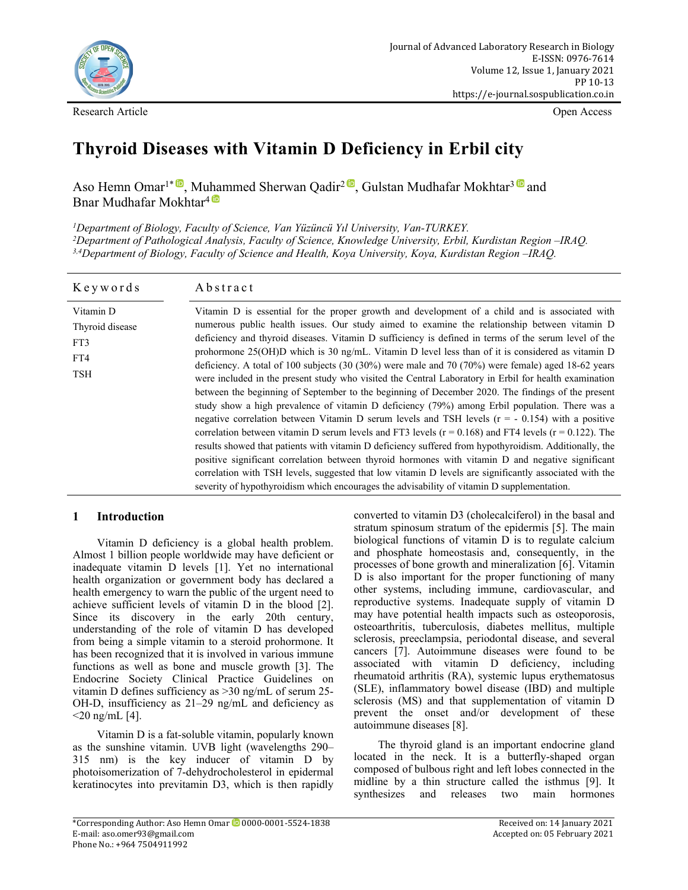Research Article

Open Access

# Thyroid Diseases with Vitamin D Deficiency in Erbil city

Aso Hemn Omar[1*], Muhammed Sherwan Qadir[2], Gulstan Mudhafar Mokhtar[3] and Bnar Mudhafar Mokhtar[4]

*[1]Department of Biology, Faculty of Science, Van Yüzüncü Yıl University, Van-TURKEY.*
*[2]Department of Pathological Analysis, Faculty of Science, Knowledge University, Erbil, Kurdistan Region –IRAQ.*
*[3,4]Department of Biology, Faculty of Science and Health, Koya University, Koya, Kurdistan Region –IRAQ.*

**Keywords**

Vitamin D
Thyroid disease
FT3
FT4
TSH

**Abstract**

Vitamin D is essential for the proper growth and development of a child and is associated with numerous public health issues. Our study aimed to examine the relationship between vitamin D deficiency and thyroid diseases. Vitamin D sufficiency is defined in terms of the serum level of the prohormone 25(OH)D which is 30 ng/mL. Vitamin D level less than of it is considered as vitamin D deficiency. A total of 100 subjects (30 (30%) were male and 70 (70%) were female) aged 18-62 years were included in the present study who visited the Central Laboratory in Erbil for health examination between the beginning of September to the beginning of December 2020. The findings of the present study show a high prevalence of vitamin D deficiency (79%) among Erbil population. There was a negative correlation between Vitamin D serum levels and TSH levels ($r = -0.154$) with a positive correlation between vitamin D serum levels and FT3 levels ($r = 0.168$) and FT4 levels ($r = 0.122$). The results showed that patients with vitamin D deficiency suffered from hypothyroidism. Additionally, the positive significant correlation between thyroid hormones with vitamin D and negative significant correlation with TSH levels, suggested that low vitamin D levels are significantly associated with the severity of hypothyroidism which encourages the advisability of vitamin D supplementation.

## 1 Introduction

Vitamin D deficiency is a global health problem. Almost 1 billion people worldwide may have deficient or inadequate vitamin D levels [1]. Yet no international health organization or government body has declared a health emergency to warn the public of the urgent need to achieve sufficient levels of vitamin D in the blood [2]. Since its discovery in the early 20th century, understanding of the role of vitamin D has developed from being a simple vitamin to a steroid prohormone. It has been recognized that it is involved in various immune functions as well as bone and muscle growth [3]. The Endocrine Society Clinical Practice Guidelines on vitamin D defines sufficiency as >30 ng/mL of serum 25-OH-D, insufficiency as 21–29 ng/mL and deficiency as <20 ng/mL [4].

Vitamin D is a fat-soluble vitamin, popularly known as the sunshine vitamin. UVB light (wavelengths 290–315 nm) is the key inducer of vitamin D by photoisomerization of 7-dehydrocholesterol in epidermal keratinocytes into previtamin D3, which is then rapidly converted to vitamin D3 (cholecalciferol) in the basal and stratum spinosum stratum of the epidermis [5]. The main biological functions of vitamin D is to regulate calcium and phosphate homeostasis and, consequently, in the processes of bone growth and mineralization [6]. Vitamin D is also important for the proper functioning of many other systems, including immune, cardiovascular, and reproductive systems. Inadequate supply of vitamin D may have potential health impacts such as osteoporosis, osteoarthritis, tuberculosis, diabetes mellitus, multiple sclerosis, preeclampsia, periodontal disease, and several cancers [7]. Autoimmune diseases were found to be associated with vitamin D deficiency, including rheumatoid arthritis (RA), systemic lupus erythematosus (SLE), inflammatory bowel disease (IBD) and multiple sclerosis (MS) and that supplementation of vitamin D prevent the onset and/or development of these autoimmune diseases [8].

The thyroid gland is an important endocrine gland located in the neck. It is a butterfly-shaped organ composed of bulbous right and left lobes connected in the midline by a thin structure called the isthmus [9]. It synthesizes and releases two main hormones

*Corresponding Author: Aso Hemn Omar 0000-0001-5524-1838
E-mail: aso.omer93@gmail.com
Phone No.: +964 7504911992

Received on: 14 January 2021
Accepted on: 05 February 2021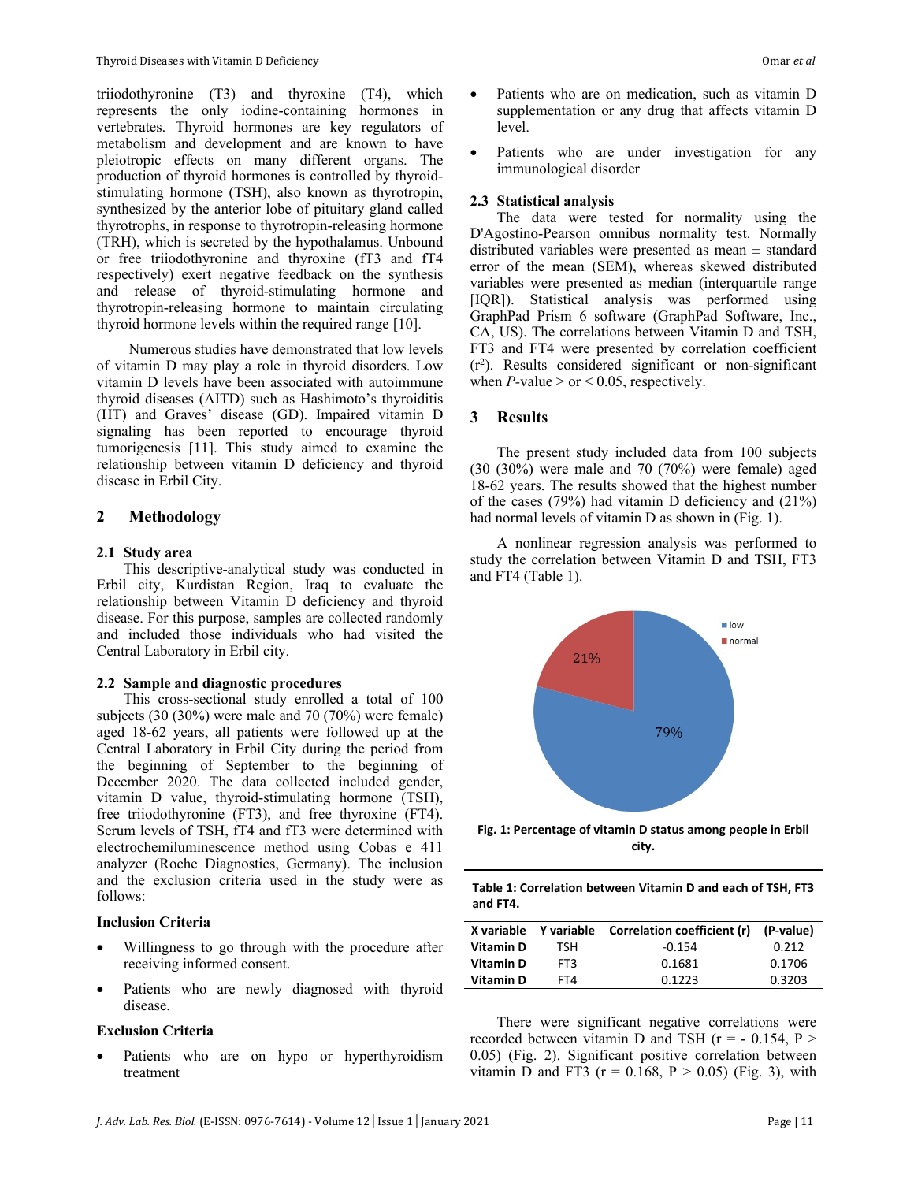triiodothyronine (T3) and thyroxine (T4), which represents the only iodine-containing hormones in vertebrates. Thyroid hormones are key regulators of metabolism and development and are known to have pleiotropic effects on many different organs. The production of thyroid hormones is controlled by thyroid-stimulating hormone (TSH), also known as thyrotropin, synthesized by the anterior lobe of pituitary gland called thyrotrophs, in response to thyrotropin-releasing hormone (TRH), which is secreted by the hypothalamus. Unbound or free triiodothyronine and thyroxine (fT3 and fT4 respectively) exert negative feedback on the synthesis and release of thyroid-stimulating hormone and thyrotropin-releasing hormone to maintain circulating thyroid hormone levels within the required range [10].

Numerous studies have demonstrated that low levels of vitamin D may play a role in thyroid disorders. Low vitamin D levels have been associated with autoimmune thyroid diseases (AITD) such as Hashimoto's thyroiditis (HT) and Graves' disease (GD). Impaired vitamin D signaling has been reported to encourage thyroid tumorigenesis [11]. This study aimed to examine the relationship between vitamin D deficiency and thyroid disease in Erbil City.

## 2 Methodology

### 2.1 Study area

This descriptive-analytical study was conducted in Erbil city, Kurdistan Region, Iraq to evaluate the relationship between Vitamin D deficiency and thyroid disease. For this purpose, samples are collected randomly and included those individuals who had visited the Central Laboratory in Erbil city.

### 2.2 Sample and diagnostic procedures

This cross-sectional study enrolled a total of 100 subjects (30 (30%) were male and 70 (70%) were female) aged 18-62 years, all patients were followed up at the Central Laboratory in Erbil City during the period from the beginning of September to the beginning of December 2020. The data collected included gender, vitamin D value, thyroid-stimulating hormone (TSH), free triiodothyronine (FT3), and free thyroxine (FT4). Serum levels of TSH, fT4 and fT3 were determined with electrochemiluminescence method using Cobas e 411 analyzer (Roche Diagnostics, Germany). The inclusion and the exclusion criteria used in the study were as follows:

**Inclusion Criteria**

- Willingness to go through with the procedure after receiving informed consent.
- Patients who are newly diagnosed with thyroid disease.

**Exclusion Criteria**

- Patients who are on hypo or hyperthyroidism treatment
- Patients who are on medication, such as vitamin D supplementation or any drug that affects vitamin D level.
- Patients who are under investigation for any immunological disorder

### 2.3 Statistical analysis

The data were tested for normality using the D'Agostino-Pearson omnibus normality test. Normally distributed variables were presented as mean ± standard error of the mean (SEM), whereas skewed distributed variables were presented as median (interquartile range [IQR]). Statistical analysis was performed using GraphPad Prism 6 software (GraphPad Software, Inc., CA, US). The correlations between Vitamin D and TSH, FT3 and FT4 were presented by correlation coefficient ($r^2$). Results considered significant or non-significant when $P$-value > or < 0.05, respectively.

## 3 Results

The present study included data from 100 subjects (30 (30%) were male and 70 (70%) were female) aged 18-62 years. The results showed that the highest number of the cases (79%) had vitamin D deficiency and (21%) had normal levels of vitamin D as shown in (Fig. 1).

A nonlinear regression analysis was performed to study the correlation between Vitamin D and TSH, FT3 and FT4 (Table 1).

**Fig. 1: Percentage of vitamin D status among people in Erbil city.**

**Table 1: Correlation between Vitamin D and each of TSH, FT3 and FT4.**

| X variable | Y variable | Correlation coefficient (r) | (P-value) |
|---|---|---|---|
| **Vitamin D** | TSH | -0.154 | 0.212 |
| **Vitamin D** | FT3 | 0.1681 | 0.1706 |
| **Vitamin D** | FT4 | 0.1223 | 0.3203 |

There were significant negative correlations were recorded between vitamin D and TSH ($r = -0.154$, $P > 0.05$) (Fig. 2). Significant positive correlation between vitamin D and FT3 ($r = 0.168$, $P > 0.05$) (Fig. 3), with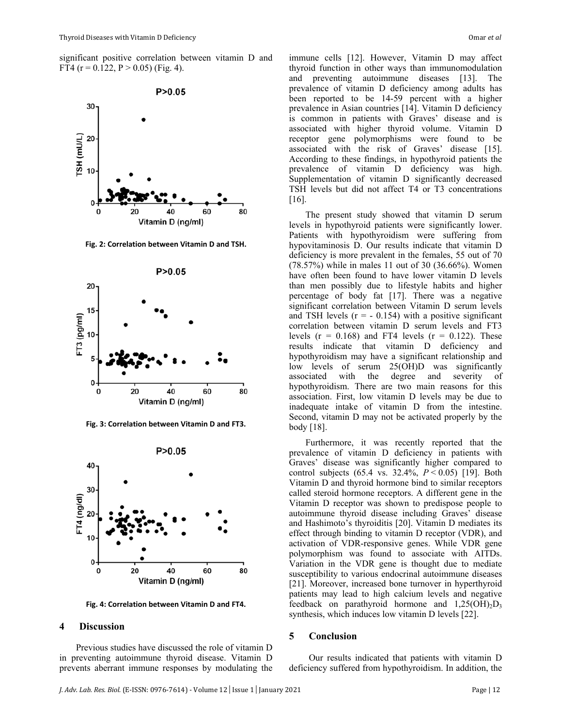significant positive correlation between vitamin D and FT4 (r = 0.122, P > 0.05) (Fig. 4).

Fig. 2: Correlation between Vitamin D and TSH.

Fig. 3: Correlation between Vitamin D and FT3.

Fig. 4: Correlation between Vitamin D and FT4.

## 4 Discussion

Previous studies have discussed the role of vitamin D in preventing autoimmune thyroid disease. Vitamin D prevents aberrant immune responses by modulating the immune cells [12]. However, Vitamin D may affect thyroid function in other ways than immunomodulation and preventing autoimmune diseases [13]. The prevalence of vitamin D deficiency among adults has been reported to be 14-59 percent with a higher prevalence in Asian countries [14]. Vitamin D deficiency is common in patients with Graves' disease and is associated with higher thyroid volume. Vitamin D receptor gene polymorphisms were found to be associated with the risk of Graves' disease [15]. According to these findings, in hypothyroid patients the prevalence of vitamin D deficiency was high. Supplementation of vitamin D significantly decreased TSH levels but did not affect T4 or T3 concentrations [16].

The present study showed that vitamin D serum levels in hypothyroid patients were significantly lower. Patients with hypothyroidism were suffering from hypovitaminosis D. Our results indicate that vitamin D deficiency is more prevalent in the females, 55 out of 70 (78.57%) while in males 11 out of 30 (36.66%). Women have often been found to have lower vitamin D levels than men possibly due to lifestyle habits and higher percentage of body fat [17]. There was a negative significant correlation between Vitamin D serum levels and TSH levels (r = - 0.154) with a positive significant correlation between vitamin D serum levels and FT3 levels (r = 0.168) and FT4 levels (r = 0.122). These results indicate that vitamin D deficiency and hypothyroidism may have a significant relationship and low levels of serum 25(OH)D was significantly associated with the degree and severity of hypothyroidism. There are two main reasons for this association. First, low vitamin D levels may be due to inadequate intake of vitamin D from the intestine. Second, vitamin D may not be activated properly by the body [18].

Furthermore, it was recently reported that the prevalence of vitamin D deficiency in patients with Graves' disease was significantly higher compared to control subjects (65.4 vs. 32.4%, *P* < 0.05) [19]. Both Vitamin D and thyroid hormone bind to similar receptors called steroid hormone receptors. A different gene in the Vitamin D receptor was shown to predispose people to autoimmune thyroid disease including Graves' disease and Hashimoto's thyroiditis [20]. Vitamin D mediates its effect through binding to vitamin D receptor (VDR), and activation of VDR-responsive genes. While VDR gene polymorphism was found to associate with AITDs. Variation in the VDR gene is thought due to mediate susceptibility to various endocrinal autoimmune diseases [21]. Moreover, increased bone turnover in hyperthyroid patients may lead to high calcium levels and negative feedback on parathyroid hormone and $1,25(OH)_2D_3$ synthesis, which induces low vitamin D levels [22].

## 5 Conclusion

Our results indicated that patients with vitamin D deficiency suffered from hypothyroidism. In addition, the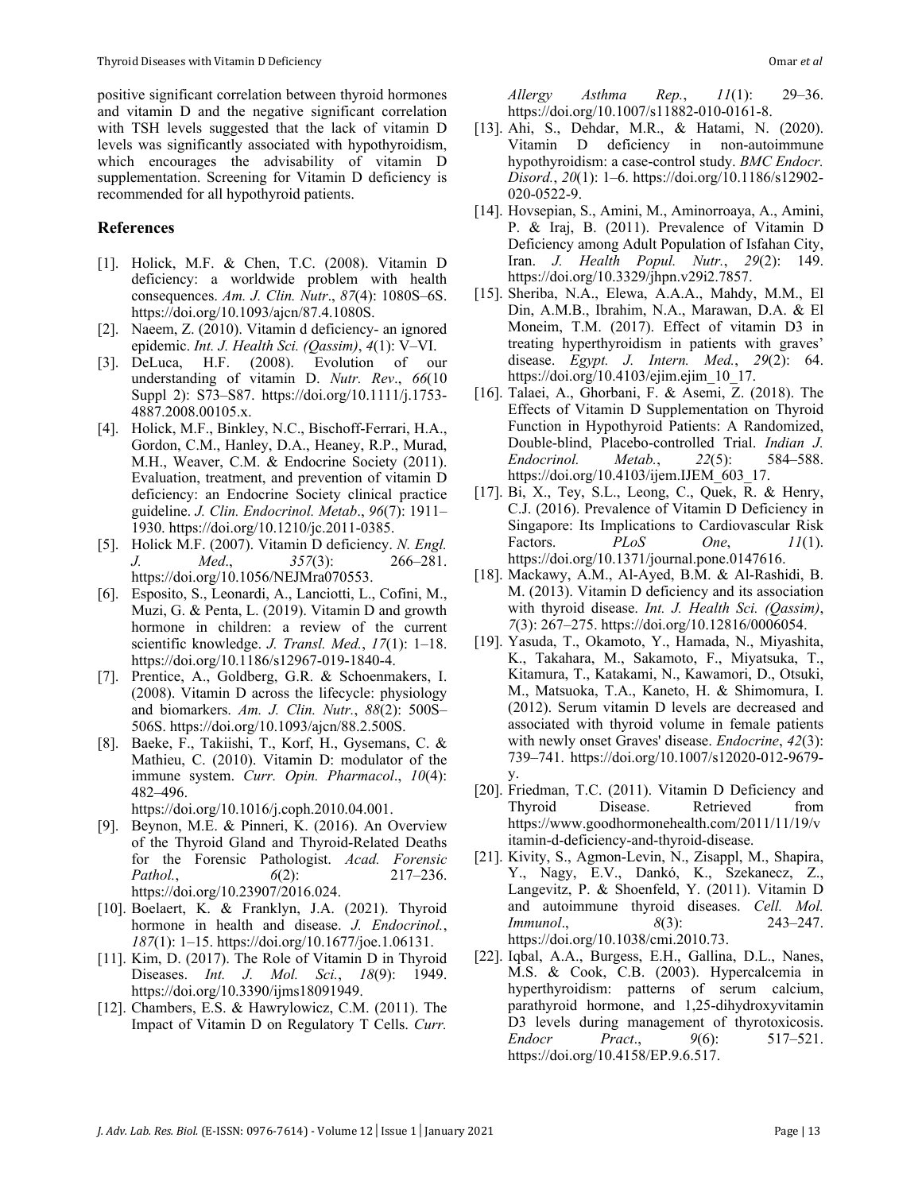positive significant correlation between thyroid hormones and vitamin D and the negative significant correlation with TSH levels suggested that the lack of vitamin D levels was significantly associated with hypothyroidism, which encourages the advisability of vitamin D supplementation. Screening for Vitamin D deficiency is recommended for all hypothyroid patients.

## References

[1]. Holick, M.F. & Chen, T.C. (2008). Vitamin D deficiency: a worldwide problem with health consequences. *Am. J. Clin. Nutr*., *87*(4): 1080S–6S. https://doi.org/10.1093/ajcn/87.4.1080S.

[2]. Naeem, Z. (2010). Vitamin d deficiency- an ignored epidemic. *Int. J. Health Sci. (Qassim)*, *4*(1): V–VI.

[3]. DeLuca, H.F. (2008). Evolution of our understanding of vitamin D. *Nutr. Rev*., *66*(10 Suppl 2): S73–S87. https://doi.org/10.1111/j.1753-4887.2008.00105.x.

[4]. Holick, M.F., Binkley, N.C., Bischoff-Ferrari, H.A., Gordon, C.M., Hanley, D.A., Heaney, R.P., Murad, M.H., Weaver, C.M. & Endocrine Society (2011). Evaluation, treatment, and prevention of vitamin D deficiency: an Endocrine Society clinical practice guideline. *J. Clin. Endocrinol. Metab*., *96*(7): 1911–1930. https://doi.org/10.1210/jc.2011-0385.

[5]. Holick M.F. (2007). Vitamin D deficiency. *N. Engl. J. Med*., *357*(3): 266–281. https://doi.org/10.1056/NEJMra070553.

[6]. Esposito, S., Leonardi, A., Lanciotti, L., Cofini, M., Muzi, G. & Penta, L. (2019). Vitamin D and growth hormone in children: a review of the current scientific knowledge. *J. Transl. Med.*, *17*(1): 1–18. https://doi.org/10.1186/s12967-019-1840-4.

[7]. Prentice, A., Goldberg, G.R. & Schoenmakers, I. (2008). Vitamin D across the lifecycle: physiology and biomarkers. *Am. J. Clin. Nutr.*, *88*(2): 500S–506S. https://doi.org/10.1093/ajcn/88.2.500S.

[8]. Baeke, F., Takiishi, T., Korf, H., Gysemans, C. & Mathieu, C. (2010). Vitamin D: modulator of the immune system. *Curr. Opin. Pharmacol*., *10*(4): 482–496. https://doi.org/10.1016/j.coph.2010.04.001.

[9]. Beynon, M.E. & Pinneri, K. (2016). An Overview of the Thyroid Gland and Thyroid-Related Deaths for the Forensic Pathologist. *Acad. Forensic Pathol.*, *6*(2): 217–236. https://doi.org/10.23907/2016.024.

[10]. Boelaert, K. & Franklyn, J.A. (2021). Thyroid hormone in health and disease. *J. Endocrinol.*, *187*(1): 1–15. https://doi.org/10.1677/joe.1.06131.

[11]. Kim, D. (2017). The Role of Vitamin D in Thyroid Diseases. *Int. J. Mol. Sci.*, *18*(9): 1949. https://doi.org/10.3390/ijms18091949.

[12]. Chambers, E.S. & Hawrylowicz, C.M. (2011). The Impact of Vitamin D on Regulatory T Cells. *Curr. Allergy Asthma Rep.*, *11*(1): 29–36. https://doi.org/10.1007/s11882-010-0161-8.

[13]. Ahi, S., Dehdar, M.R., & Hatami, N. (2020). Vitamin D deficiency in non-autoimmune hypothyroidism: a case-control study. *BMC Endocr. Disord.*, *20*(1): 1–6. https://doi.org/10.1186/s12902-020-0522-9.

[14]. Hovsepian, S., Amini, M., Aminorroaya, A., Amini, P. & Iraj, B. (2011). Prevalence of Vitamin D Deficiency among Adult Population of Isfahan City, Iran. *J. Health Popul. Nutr.*, *29*(2): 149. https://doi.org/10.3329/jhpn.v29i2.7857.

[15]. Sheriba, N.A., Elewa, A.A.A., Mahdy, M.M., El Din, A.M.B., Ibrahim, N.A., Marawan, D.A. & El Moneim, T.M. (2017). Effect of vitamin D3 in treating hyperthyroidism in patients with graves' disease. *Egypt. J. Intern. Med.*, *29*(2): 64. https://doi.org/10.4103/ejim.ejim_10_17.

[16]. Talaei, A., Ghorbani, F. & Asemi, Z. (2018). The Effects of Vitamin D Supplementation on Thyroid Function in Hypothyroid Patients: A Randomized, Double-blind, Placebo-controlled Trial. *Indian J. Endocrinol. Metab.*, *22*(5): 584–588. https://doi.org/10.4103/ijem.IJEM_603_17.

[17]. Bi, X., Tey, S.L., Leong, C., Quek, R. & Henry, C.J. (2016). Prevalence of Vitamin D Deficiency in Singapore: Its Implications to Cardiovascular Risk Factors. *PLoS One*, *11*(1). https://doi.org/10.1371/journal.pone.0147616.

[18]. Mackawy, A.M., Al-Ayed, B.M. & Al-Rashidi, B. M. (2013). Vitamin D deficiency and its association with thyroid disease. *Int. J. Health Sci. (Qassim)*, *7*(3): 267–275. https://doi.org/10.12816/0006054.

[19]. Yasuda, T., Okamoto, Y., Hamada, N., Miyashita, K., Takahara, M., Sakamoto, F., Miyatsuka, T., Kitamura, T., Katakami, N., Kawamori, D., Otsuki, M., Matsuoka, T.A., Kaneto, H. & Shimomura, I. (2012). Serum vitamin D levels are decreased and associated with thyroid volume in female patients with newly onset Graves' disease. *Endocrine*, *42*(3): 739–741. https://doi.org/10.1007/s12020-012-9679-y.

[20]. Friedman, T.C. (2011). Vitamin D Deficiency and Thyroid Disease. Retrieved from https://www.goodhormonehealth.com/2011/11/19/vitamin-d-deficiency-and-thyroid-disease.

[21]. Kivity, S., Agmon-Levin, N., Zisappl, M., Shapira, Y., Nagy, E.V., Dankó, K., Szekanecz, Z., Langevitz, P. & Shoenfeld, Y. (2011). Vitamin D and autoimmune thyroid diseases. *Cell. Mol. Immunol*., *8*(3): 243–247. https://doi.org/10.1038/cmi.2010.73.

[22]. Iqbal, A.A., Burgess, E.H., Gallina, D.L., Nanes, M.S. & Cook, C.B. (2003). Hypercalcemia in hyperthyroidism: patterns of serum calcium, parathyroid hormone, and 1,25-dihydroxyvitamin D3 levels during management of thyrotoxicosis. *Endocr Pract*., *9*(6): 517–521. https://doi.org/10.4158/EP.9.6.517.